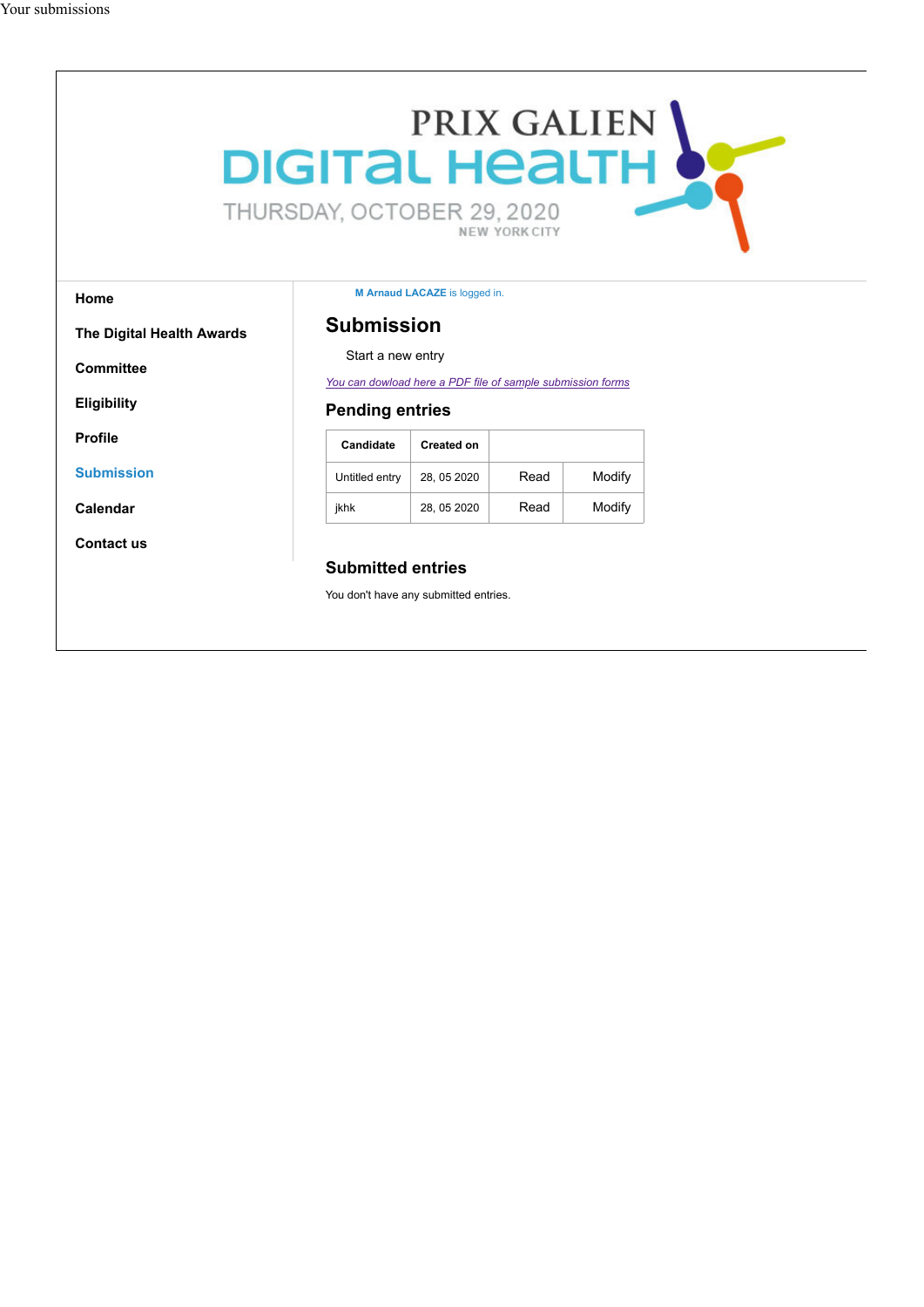Your submissions

PRIX GALIEN

DIGITAL HEALTH

THURSDAY, OCTOBER 29, 2020

NEW YORK CITY

- Home
- The Digital Health Awards
- Committee
- Eligibility
- Profile
- Submission
- Calendar
- Contact us

M Arnaud LACAZE is logged in.

## Submission

Start a new entry

*You can dowload here a PDF file of sample submission forms*

### Pending entries

| Candidate | Created on | | |
|---|---|---|---|
| Untitled entry | 28, 05 2020 | Read | Modify |
| jkhk | 28, 05 2020 | Read | Modify |

### Submitted entries

You don't have any submitted entries.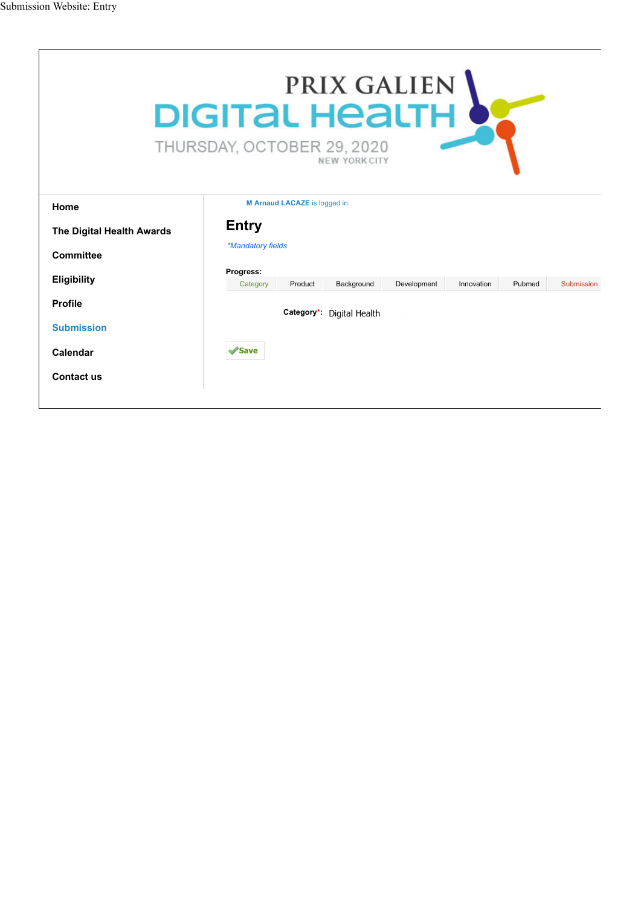Submission Website: Entry

PRIX GALIEN

DIGITAL HEALTH

THURSDAY, OCTOBER 29, 2020

NEW YORK CITY

- Home
- The Digital Health Awards
- Committee
- Eligibility
- Profile
- Submission
- Calendar
- Contact us

**M Arnaud LACAZE** is logged in.

# Entry

*\*Mandatory fields*

**Progress:**

| Category | Product | Background | Development | Innovation | Pubmed | Submission |
| --- | --- | --- | --- | --- | --- | --- |

**Category\*:** Digital Health

**Save**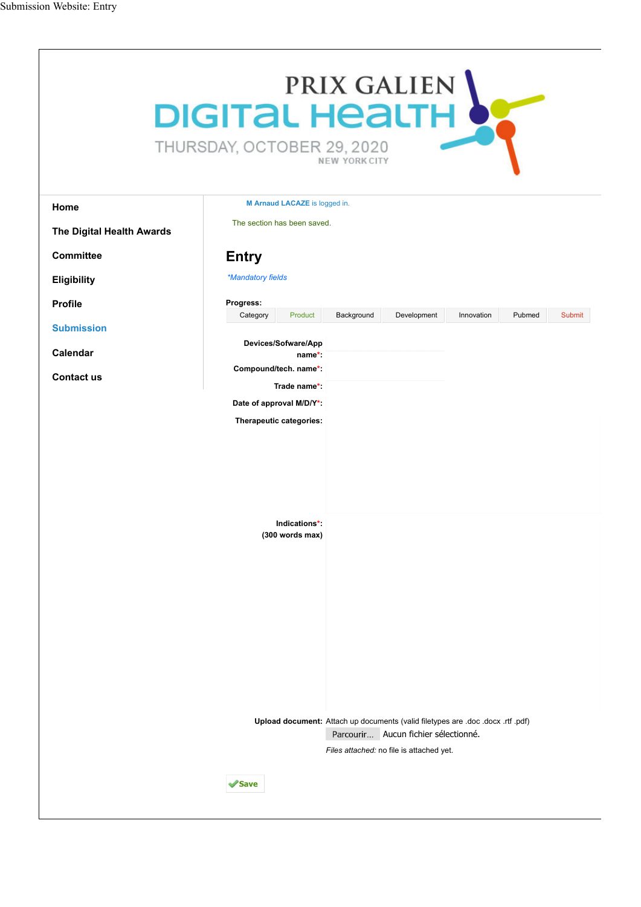Submission Website: Entry

PRIX GALIEN
DIGITAL HEALTH
THURSDAY, OCTOBER 29, 2020
NEW YORK CITY

- Home
- The Digital Health Awards
- Committee
- Eligibility
- Profile
- Submission
- Calendar
- Contact us

M Arnaud LACAZE is logged in.

The section has been saved.

## Entry

*\*Mandatory fields*

**Progress:**

| Category | Product | Background | Development | Innovation | Pubmed | Submit |
|---|---|---|---|---|---|---|

**Devices/Sofware/App name\*:**

**Compound/tech. name\*:**

**Trade name\*:**

**Date of approval M/D/Y\*:**

**Therapeutic categories:**

**Indications\*: (300 words max)**

**Upload document:** Attach up documents (valid filetypes are .doc .docx .rtf .pdf)

Parcourir... Aucun fichier sélectionné.

*Files attached:* no file is attached yet.

Save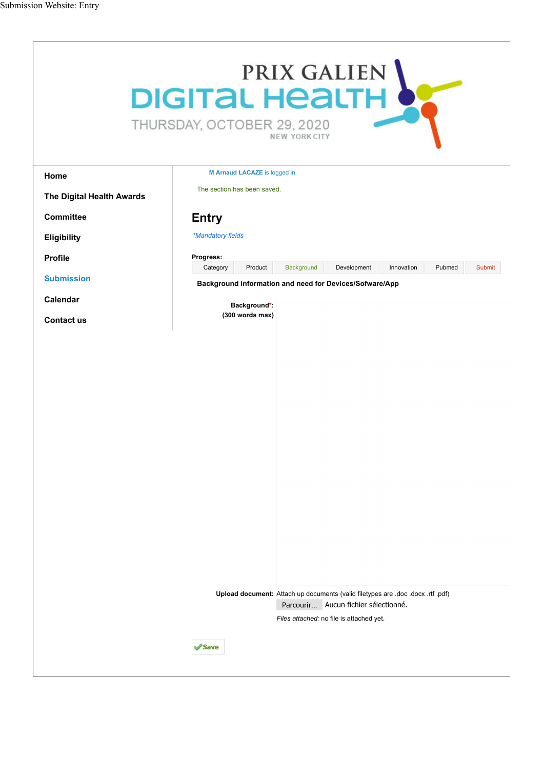Submission Website: Entry

PRIX GALIEN

DIGITAL HEALTH

THURSDAY, OCTOBER 29, 2020

NEW YORK CITY

- Home
- The Digital Health Awards
- Committee
- Eligibility
- Profile
- Submission
- Calendar
- Contact us

M Arnaud LACAZE is logged in.

The section has been saved.

# Entry

*Mandatory fields*

**Progress:**

| Category | Product | Background | Development | Innovation | Pubmed | Submit |
|---|---|---|---|---|---|---|

**Background information and need for Devices/Sofware/App**

**Background*:**
**(300 words max)**

**Upload document:** Attach up documents (valid filetypes are .doc .docx .rtf .pdf)

Parcourir... Aucun fichier sélectionné.

*Files attached:* no file is attached yet.

Save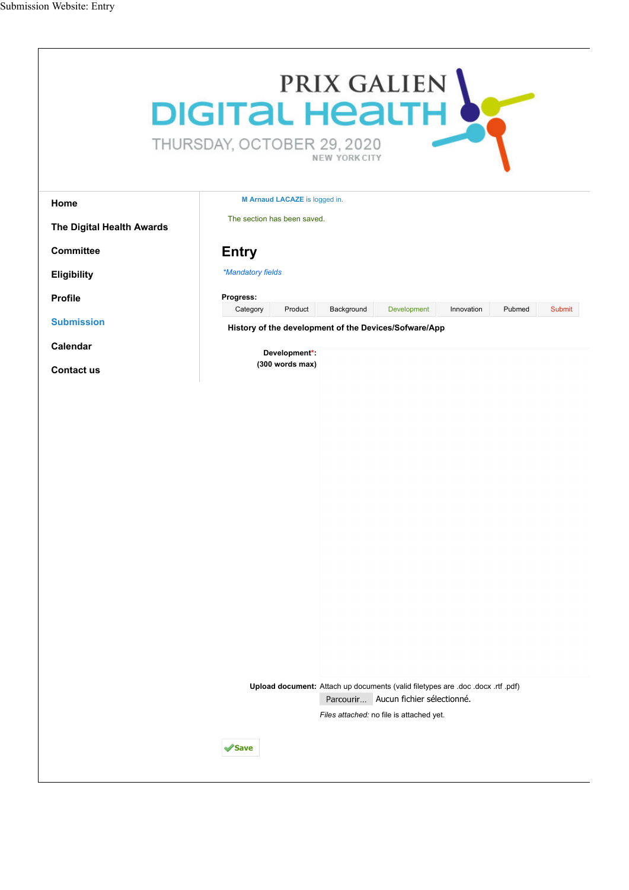Submission Website: Entry

PRIX GALIEN
DIGITAL HEALTH
THURSDAY, OCTOBER 29, 2020
NEW YORK CITY

- Home
- The Digital Health Awards
- Committee
- Eligibility
- Profile
- Submission
- Calendar
- Contact us

M Arnaud LACAZE is logged in.

The section has been saved.

# Entry

*Mandatory fields

**Progress:**

| Category | Product | Background | Development | Innovation | Pubmed | Submit |
|---|---|---|---|---|---|---|

**History of the development of the Devices/Sofware/App**

**Development*:**
**(300 words max)**

**Upload document:** Attach up documents (valid filetypes are .doc .docx .rtf .pdf)

Parcourir... Aucun fichier sélectionné.

*Files attached:* no file is attached yet.

Save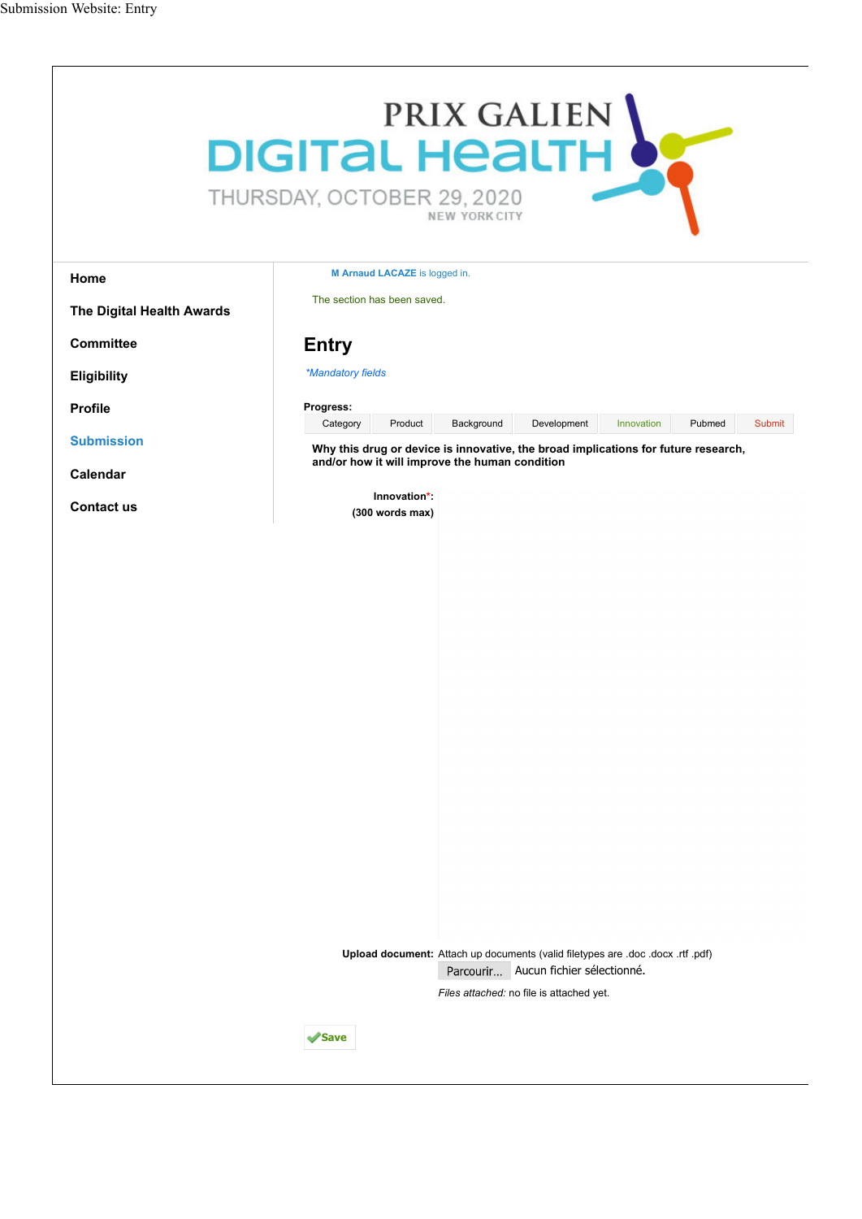Submission Website: Entry

PRIX GALIEN
DIGITAL HEALTH
THURSDAY, OCTOBER 29, 2020
NEW YORK CITY

- Home
- The Digital Health Awards
- Committee
- Eligibility
- Profile
- Submission
- Calendar
- Contact us

M Arnaud LACAZE is logged in.

The section has been saved.

# Entry

*Mandatory fields

**Progress:**

| Category | Product | Background | Development | Innovation | Pubmed | Submit |
|---|---|---|---|---|---|---|

**Why this drug or device is innovative, the broad implications for future research, and/or how it will improve the human condition**

**Innovation*:**
**(300 words max)**

**Upload document:** Attach up documents (valid filetypes are .doc .docx .rtf .pdf)

Parcourir... Aucun fichier sélectionné.

*Files attached:* no file is attached yet.

Save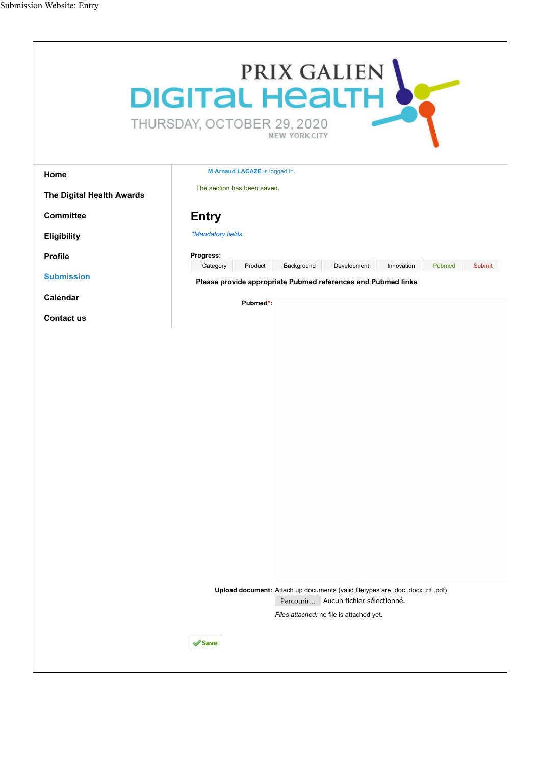Submission Website: Entry

PRIX GALIEN
DIGITAL HEALTH
THURSDAY, OCTOBER 29, 2020
NEW YORK CITY

- Home
- The Digital Health Awards
- Committee
- Eligibility
- Profile
- Submission
- Calendar
- Contact us

M Arnaud LACAZE is logged in.

The section has been saved.

# Entry

*\*Mandatory fields*

**Progress:**

| Category | Product | Background | Development | Innovation | Pubmed | Submit |
|---|---|---|---|---|---|---|

**Please provide appropriate Pubmed references and Pubmed links**

**Pubmed\*:**

**Upload document:** Attach up documents (valid filetypes are .doc .docx .rtf .pdf)

Parcourir... Aucun fichier sélectionné.

*Files attached:* no file is attached yet.

Save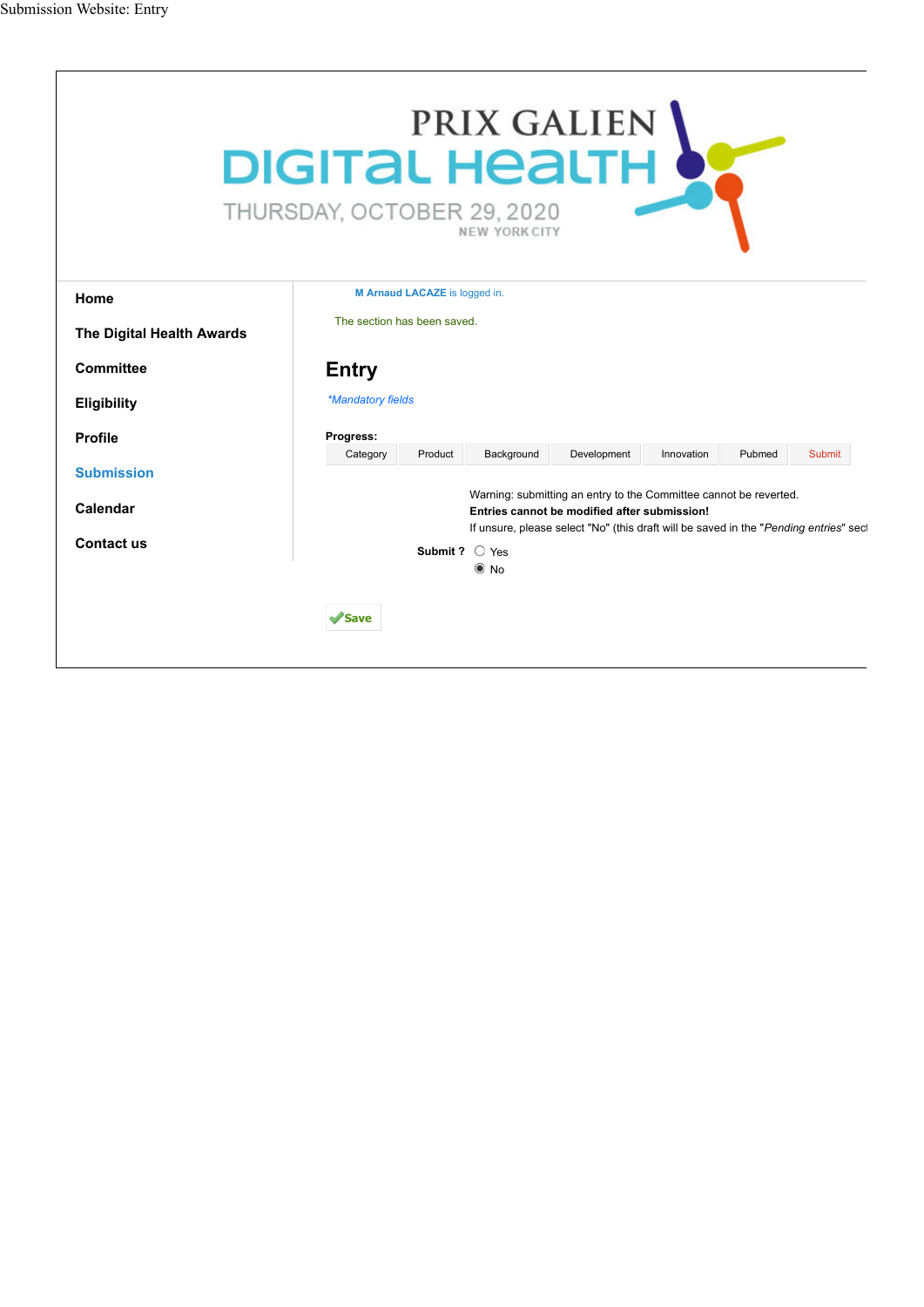Submission Website: Entry

PRIX GALIEN

DIGITAL HEALTH

THURSDAY, OCTOBER 29, 2020

NEW YORK CITY

- Home
- The Digital Health Awards
- Committee
- Eligibility
- Profile
- Submission
- Calendar
- Contact us

**M Arnaud LACAZE** is logged in.

The section has been saved.

# Entry

*\*Mandatory fields*

**Progress:**

| Category | Product | Background | Development | Innovation | Pubmed | Submit |
|---|---|---|---|---|---|---|

Warning: submitting an entry to the Committee cannot be reverted.

**Entries cannot be modified after submission!**

If unsure, please select "No" (this draft will be saved in the "*Pending entries*" sect

**Submit ?** ○ Yes ◉ No

Save